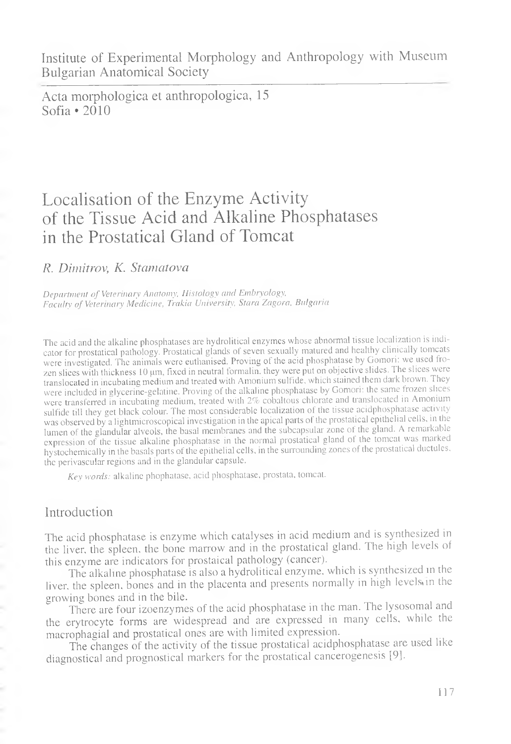Institute of Experimental Morphology and Anthropology with Museum
Bulgarian Anatomical Society

Acta morphologica et anthropologica, 15
Sofia • 2010

# Localisation of the Enzyme Activity of the Tissue Acid and Alkaline Phosphatases in the Prostatical Gland of Tomcat

*R. Dimitrov, K. Stamatova*

*Department of Veterinary Anatomy, Histology and Embryology, Faculty of Veterinary Medicine, Trakia University, Stara Zagora, Bulgaria*

The acid and the alkaline phosphatases are hydrolitical enzymes whose abnormal tissue localization is indicator for prostatical pathology. Prostatical glands of seven sexually matured and healthy clinically tomcats were investigated. The animals were euthanised. Proving of the acid phosphatase by Gomori: we used frozen slices with thickness 10 μm, fixed in neutral formalin, they were put on objective slides. The slices were translocated in incubating medium and treated with Amonium sulfide, which stained them dark brown. They were included in glycerine-gelatine. Proving of the alkaline phosphatase by Gomori: the same frozen slices were transferred in incubating medium, treated with 2% cobaltous chlorate and translocated in Amonium sulfide till they get black colour. The most considerable localization of the tissue acidphosphatase activity was observed by a lightmicroscopical investigation in the apical parts of the prostatical epithelial cells, in the lumen of the glandular alveols, the basal membranes and the subcapsular zone of the gland. A remarkable expression of the tissue alkaline phosphatase in the normal prostatical gland of the tomcat was marked hystochemically in the basals parts of the epithelial cells, in the surrounding zones of the prostatical ductules, the perivascular regions and in the glandular capsule.

*Key words:* alkaline phophatase, acid phosphatase, prostata, tomcat.

## Introduction

The acid phosphatase is enzyme which catalyses in acid medium and is synthesized in the liver, the spleen, the bone marrow and in the prostatical gland. The high levels of this enzyme are indicators for prostaical pathology (cancer).

The alkaline phosphatase is also a hydrolitical enzyme, which is synthesized in the liver, the spleen, bones and in the placenta and presents normally in high levels in the growing bones and in the bile.

There are four izoenzymes of the acid phosphatase in the man. The lysosomal and the erytrocyte forms are widespread and are expressed in many cells, while the macrophagial and prostatical ones are with limited expression.

The changes of the activity of the tissue prostatical acidphosphatase are used like diagnostical and prognostical markers for the prostatical cancerogenesis [9].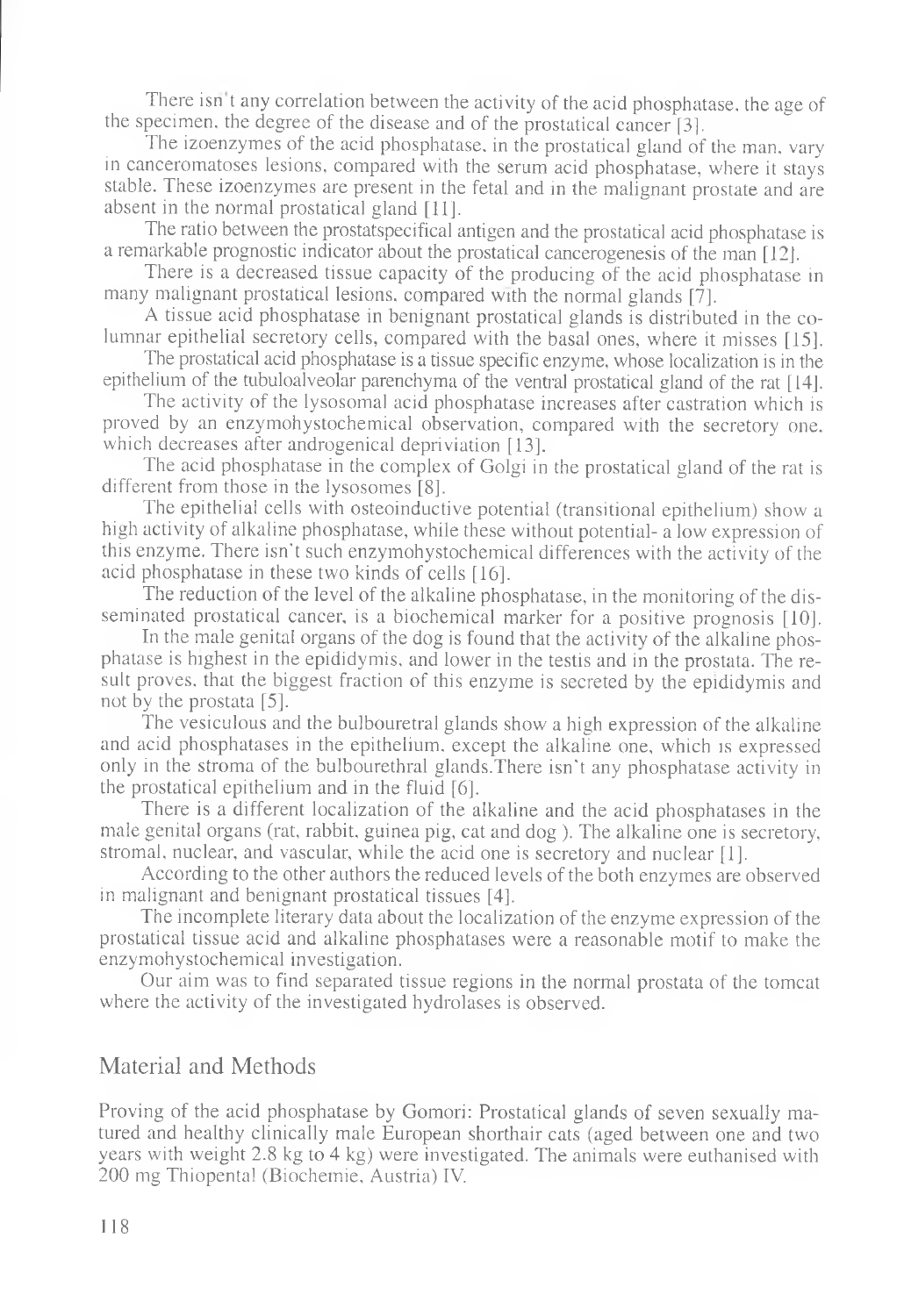There isn't any correlation between the activity of the acid phosphatase, the age of the specimen, the degree of the disease and of the prostatical cancer [3].

The izoenzymes of the acid phosphatase, in the prostatical gland of the man, vary in canceromatoses lesions, compared with the serum acid phosphatase, where it stays stable. These izoenzymes are present in the fetal and in the malignant prostate and are absent in the normal prostatical gland [11].

The ratio between the prostatspecifical antigen and the prostatical acid phosphatase is a remarkable prognostic indicator about the prostatical cancerogenesis of the man [12].

There is a decreased tissue capacity of the producing of the acid phosphatase in many malignant prostatical lesions, compared with the normal glands [7].

A tissue acid phosphatase in benignant prostatical glands is distributed in the columnar epithelial secretory cells, compared with the basal ones, where it misses [15].

The prostatical acid phosphatase is a tissue specific enzyme, whose localization is in the epithelium of the tubuloalveolar parenchyma of the ventral prostatical gland of the rat [14].

The activity of the lysosomal acid phosphatase increases after castration which is proved by an enzymohystochemical observation, compared with the secretory one, which decreases after androgenical depriviation [13].

The acid phosphatase in the complex of Golgi in the prostatical gland of the rat is different from those in the lysosomes [8].

The epithelial cells with osteoinductive potential (transitional epithelium) show a high activity of alkaline phosphatase, while these without potential- a low expression of this enzyme. There isn't such enzymohystochemical differences with the activity of the acid phosphatase in these two kinds of cells [16].

The reduction of the level of the alkaline phosphatase, in the monitoring of the disseminated prostatical cancer, is a biochemical marker for a positive prognosis [10].

In the male genital organs of the dog is found that the activity of the alkaline phosphatase is highest in the epididymis, and lower in the testis and in the prostata. The result proves, that the biggest fraction of this enzyme is secreted by the epididymis and not by the prostata [5].

The vesiculous and the bulbouretral glands show a high expression of the alkaline and acid phosphatases in the epithelium, except the alkaline one, which is expressed only in the stroma of the bulbourethral glands.There isn't any phosphatase activity in the prostatical epithelium and in the fluid [6].

There is a different localization of the alkaline and the acid phosphatases in the male genital organs (rat, rabbit, guinea pig, cat and dog ). The alkaline one is secretory, stromal, nuclear, and vascular, while the acid one is secretory and nuclear [1].

According to the other authors the reduced levels of the both enzymes are observed in malignant and benignant prostatical tissues [4].

The incomplete literary data about the localization of the enzyme expression of the prostatical tissue acid and alkaline phosphatases were a reasonable motif to make the enzymohystochemical investigation.

Our aim was to find separated tissue regions in the normal prostata of the tomcat where the activity of the investigated hydrolases is observed.

## Material and Methods

Proving of the acid phosphatase by Gomori: Prostatical glands of seven sexually matured and healthy clinically male European shorthair cats (aged between one and two years with weight 2.8 kg to 4 kg) were investigated. The animals were euthanised with 200 mg Thiopental (Biochemie, Austria) IV.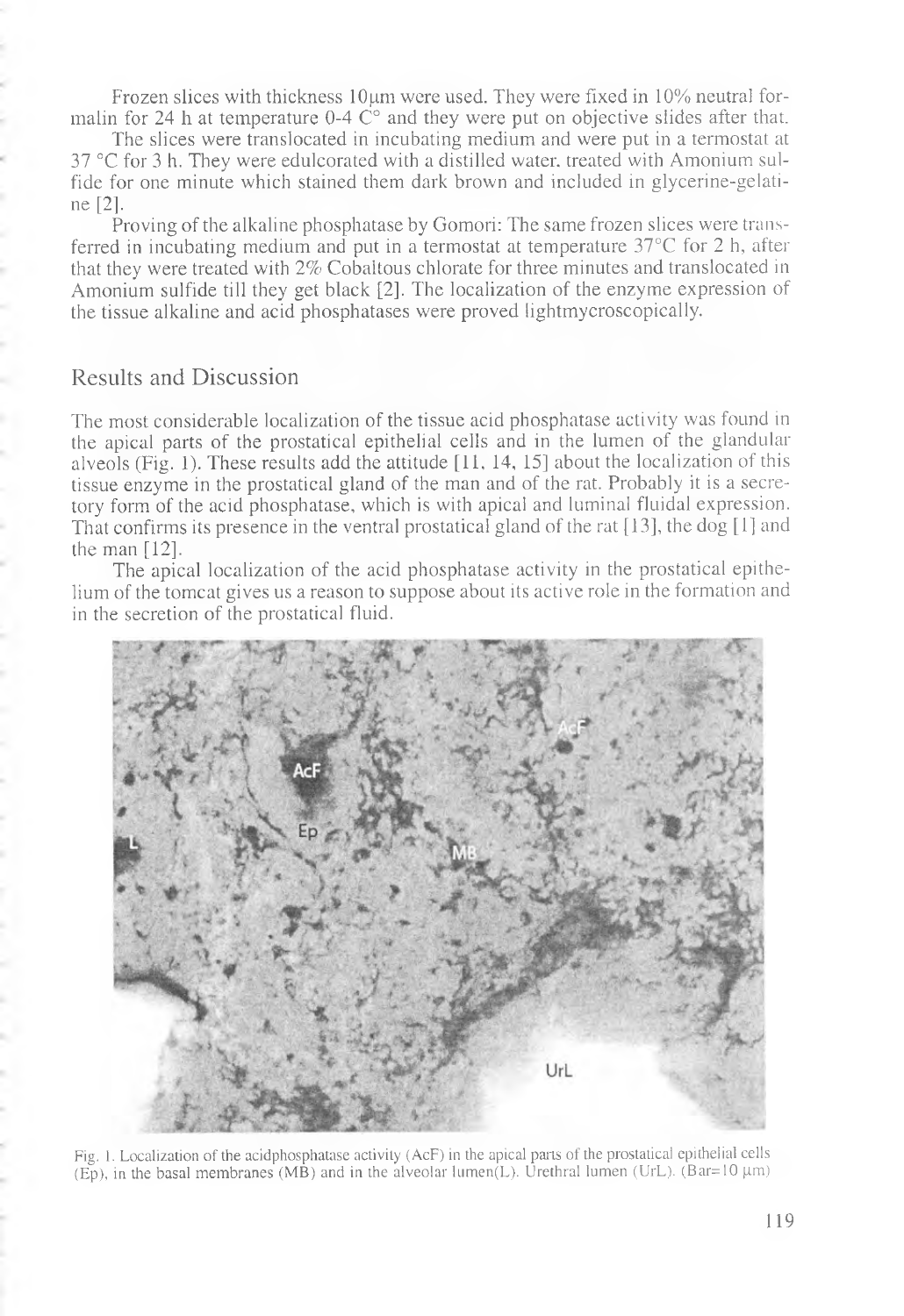Frozen slices with thickness 10μm were used. They were fixed in 10% neutral formalin for 24 h at temperature 0-4 C° and they were put on objective slides after that.

The slices were translocated in incubating medium and were put in a termostat at 37 °C for 3 h. They were edulcorated with a distilled water. treated with Amonium sulfide for one minute which stained them dark brown and included in glycerine-gelatine [2].

Proving of the alkaline phosphatase by Gomori: The same frozen slices were transferred in incubating medium and put in a termostat at temperature 37°C for 2 h, after that they were treated with 2% Cobaltous chlorate for three minutes and translocated in Amonium sulfide till they get black [2]. The localization of the enzyme expression of the tissue alkaline and acid phosphatases were proved lightmycroscopically.

## Results and Discussion

The most considerable localization of the tissue acid phosphatase activity was found in the apical parts of the prostatical epithelial cells and in the lumen of the glandular alveols (Fig. 1). These results add the attitude [11, 14, 15] about the localization of this tissue enzyme in the prostatical gland of the man and of the rat. Probably it is a secretory form of the acid phosphatase, which is with apical and luminal fluidal expression. That confirms its presence in the ventral prostatical gland of the rat [13], the dog [1] and the man [12].

The apical localization of the acid phosphatase activity in the prostatical epithelium of the tomcat gives us a reason to suppose about its active role in the formation and in the secretion of the prostatical fluid.

Fig. 1. Localization of the acidphosphatase activity (AcF) in the apical parts of the prostatical epithelial cells (Ep), in the basal membranes (MB) and in the alveolar lumen(L). Urethral lumen (UrL). (Bar=10 μm)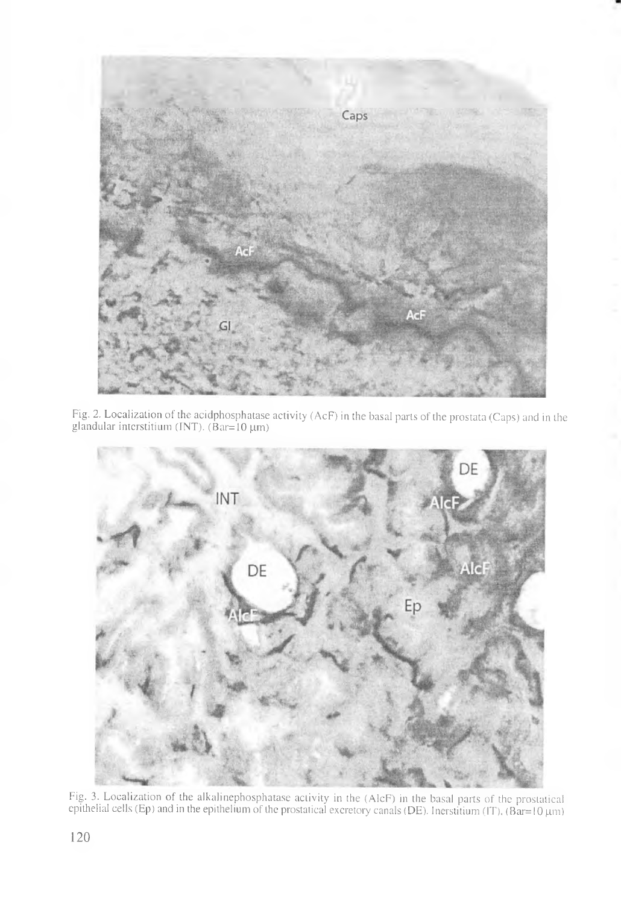Fig. 2. Localization of the acidphosphatase activity (AcF) in the basal parts of the prostata (Caps) and in the glandular interstitium (INT). (Bar=10 μm)

Fig. 3. Localization of the alkalinephosphatase activity in the (AlcF) in the basal parts of the prostatical epithelial cells (Ep) and in the epithelium of the prostatical excretory canals (DE). Inerstitium (IT). (Bar=10 μm)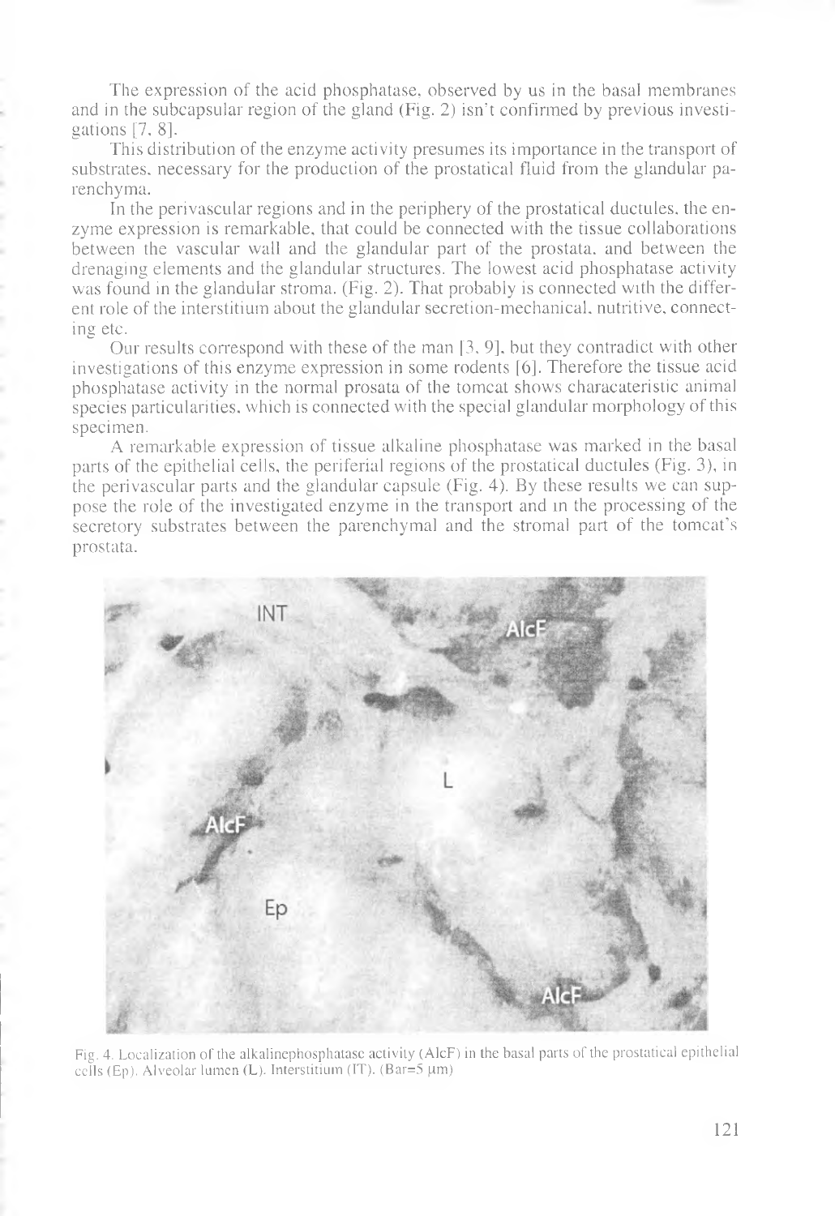The expression of the acid phosphatase, observed by us in the basal membranes and in the subcapsular region of the gland (Fig. 2) isn't confirmed by previous investigations [7, 8].

This distribution of the enzyme activity presumes its importance in the transport of substrates, necessary for the production of the prostatical fluid from the glandular parenchyma.

In the perivascular regions and in the periphery of the prostatical ductules, the enzyme expression is remarkable, that could be connected with the tissue collaborations between the vascular wall and the glandular part of the prostata, and between the drenaging elements and the glandular structures. The lowest acid phosphatase activity was found in the glandular stroma. (Fig. 2). That probably is connected with the different role of the interstitium about the glandular secretion-mechanical, nutritive, connecting etc.

Our results correspond with these of the man [3, 9], but they contradict with other investigations of this enzyme expression in some rodents [6]. Therefore the tissue acid phosphatase activity in the normal prosata of the tomcat shows characateristic animal species particularities, which is connected with the special glandular morphology of this specimen.

A remarkable expression of tissue alkaline phosphatase was marked in the basal parts of the epithelial cells, the periferial regions of the prostatical ductules (Fig. 3), in the perivascular parts and the glandular capsule (Fig. 4). By these results we can suppose the role of the investigated enzyme in the transport and in the processing of the secretory substrates between the parenchymal and the stromal part of the tomcat's prostata.

Fig. 4. Localization of the alkalinephosphatase activity (AlcF) in the basal parts of the prostatical epithelial cells (Ep). Alveolar lumen (L). Interstitium (IT). (Bar=5 μm)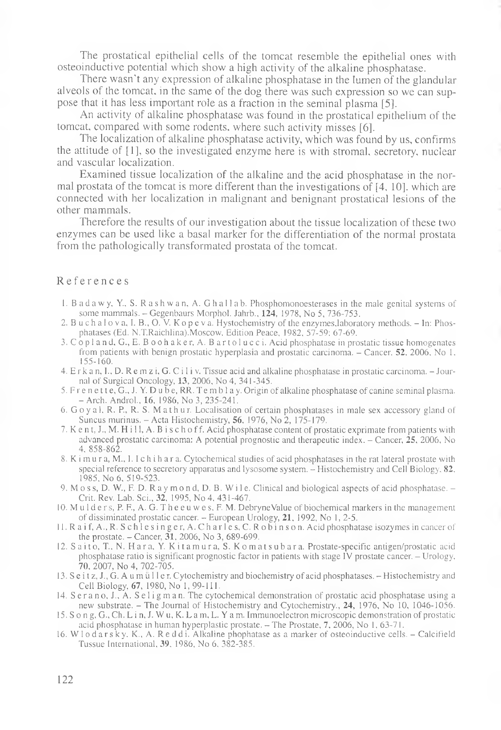The prostatical epithelial cells of the tomcat resemble the epithelial ones with osteoinductive potential which show a high activity of the alkaline phosphatase.

There wasn't any expression of alkaline phosphatase in the lumen of the glandular alveols of the tomcat, in the same of the dog there was such expression so we can suppose that it has less important role as a fraction in the seminal plasma [5].

An activity of alkaline phosphatase was found in the prostatical epithelium of the tomcat, compared with some rodents, where such activity misses [6].

The localization of alkaline phosphatase activity, which was found by us, confirms the attitude of [1], so the investigated enzyme here is with stromal, secretory, nuclear and vascular localization.

Examined tissue localization of the alkaline and the acid phosphatase in the normal prostata of the tomcat is more different than the investigations of [4, 10], which are connected with her localization in malignant and benignant prostatical lesions of the other mammals.

Therefore the results of our investigation about the tissue localization of these two enzymes can be used like a basal marker for the differentiation of the normal prostata from the pathologically transformated prostata of the tomcat.

## References

1. Badawy, Y., S. Rashwan, A. Ghallab. Phosphomonoesterases in the male genital systems of some mammals. – Gegenbaurs Morphol. Jahrb., **124**, 1978, No 5, 736-753.
2. Buchalova, I. B., O. V. Kopeva. Hystochemistry of the enzymes,laboratory methods. – In: Phosphatases (Ed. N.T.Raichlina).Moscow, Edition Peace, 1982, 57-59; 67-69.
3. Copland, G., E. Boohaker, A. Bartolucci. Acid phosphatase in prostatic tissue homogenates from patients with benign prostatic hyperplasia and prostatic carcinoma. – Cancer, **52**, 2006, No 1, 155-160.
4. Erkan, I., D. Remzi, G. Ciliv. Tissue acid and alkaline phosphatase in prostatic carcinoma. – Journal of Surgical Oncology, **13**, 2006, No 4, 341-345.
5. Frenette, G., J. Y. Dube, RR. Temblay. Origin of alkaline phosphatase of canine seminal plasma. – Arch. Androl., **16**, 1986, No 3, 235-241.
6. Goyal, R. P., R. S. Mathur. Localisation of certain phosphatases in male sex accessory gland of Suncus murinus. – Acta Histochemistry, **56**, 1976, No 2, 175-179.
7. Kent, J., M. Hill, A. Bischoff. Acid phosphatase content of prostatic exprimate from patients with advanced prostatic carcinoma: A potential prognostic and therapeutic index. – Cancer, **25**, 2006, No 4, 858-862.
8. Kimura, M., I. Ichihara. Cytochemical studies of acid phosphatases in the rat lateral prostate with special reference to secretory apparatus and lysosome system. – Histochemistry and Cell Biology, **82**, 1985, No 6, 519-523.
9. Moss, D. W., F. D. Raymond, D. B. Wile. Clinical and biological aspects of acid phosphatase. – Crit. Rev. Lab. Sci., **32**, 1995, No 4, 431-467.
10. Mulders, P. F., A. G. Theeuwes, F. M. DebryneValue of biochemical markers in the management of dissiminated prostatic cancer. – European Urology, **21**, 1992, No 1, 2-5.
11. Raif, A., R. Schlesinger, A. Charles, C. Robinson. Acid phosphatase isozymes in cancer of the prostate. – Cancer, **31**, 2006, No 3, 689-699.
12. Saito, T., N. Hara, Y. Kitamura, S. Komatsubara. Prostate-specific antigen/prostatic acid phosphatase ratio is significant prognostic factor in patients with stage IV prostate cancer. – Urology, **70**, 2007, No 4, 702-705.
13. Seitz, J., G. Aumüller. Cytochemistry and biochemistry of acid phosphatases. – Histochemistry and Cell Biology, **67**, 1980, No 1, 99-111.
14. Serano, J., A. Seligman. The cytochemical demonstration of prostatic acid phosphatase using a new substrate. – The Journal of Histochemistry and Cytochemistry., **24**, 1976, No 10, 1046-1056.
15. Song, G., Ch. Lin, J. Wu, K. Lam, L. Yam. Immunoelectron microscopic demonstration of prostatic acid phosphatase in human hyperplastic prostate. – The Prostate, **7**, 2006, No 1, 63-71.
16. Wlodarsky, K., A. Reddi. Alkaline phophatase as a marker of osteoinductive cells. – Calcifield Tussue International, **39**, 1986, No 6, 382-385.